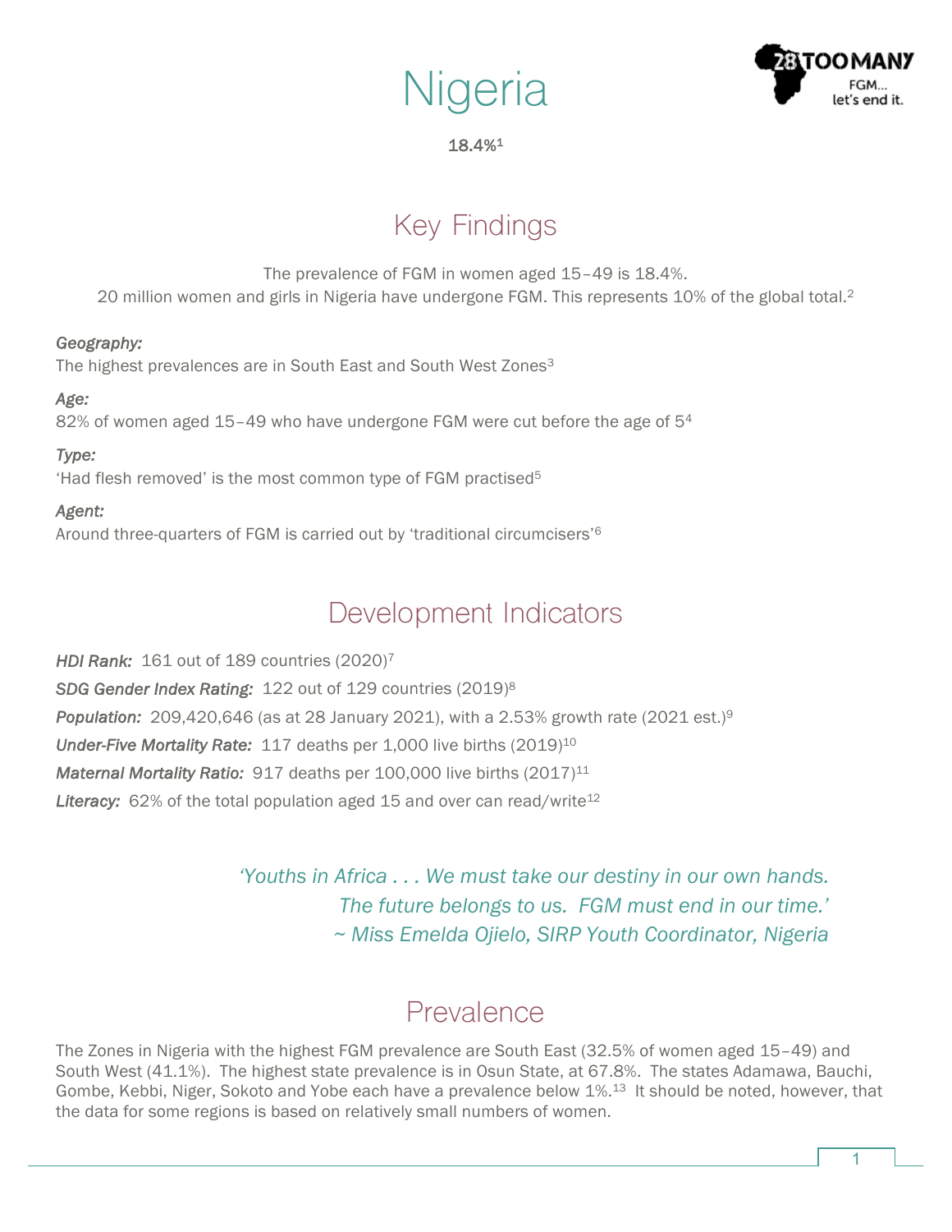# Nigeria

**18.4%**[1]

## Key Findings

The prevalence of FGM in women aged 15–49 is 18.4%.
20 million women and girls in Nigeria have undergone FGM. This represents 10% of the global total.[2]

*Geography:*
The highest prevalences are in South East and South West Zones[3]

*Age:*
82% of women aged 15–49 who have undergone FGM were cut before the age of 5[4]

*Type:*
'Had flesh removed' is the most common type of FGM practised[5]

*Agent:*
Around three-quarters of FGM is carried out by 'traditional circumcisers'[6]

## Development Indicators

***HDI Rank:*** 161 out of 189 countries (2020)[7]

***SDG Gender Index Rating:*** 122 out of 129 countries (2019)[8]

***Population:*** 209,420,646 (as at 28 January 2021), with a 2.53% growth rate (2021 est.)[9]

***Under-Five Mortality Rate:*** 117 deaths per 1,000 live births (2019)[10]

***Maternal Mortality Ratio:*** 917 deaths per 100,000 live births (2017)[11]

***Literacy:*** 62% of the total population aged 15 and over can read/write[12]

*'Youths in Africa . . . We must take our destiny in our own hands. The future belongs to us. FGM must end in our time.'*
*~ Miss Emelda Ojielo, SIRP Youth Coordinator, Nigeria*

## Prevalence

The Zones in Nigeria with the highest FGM prevalence are South East (32.5% of women aged 15–49) and South West (41.1%). The highest state prevalence is in Osun State, at 67.8%. The states Adamawa, Bauchi, Gombe, Kebbi, Niger, Sokoto and Yobe each have a prevalence below 1%.[13] It should be noted, however, that the data for some regions is based on relatively small numbers of women.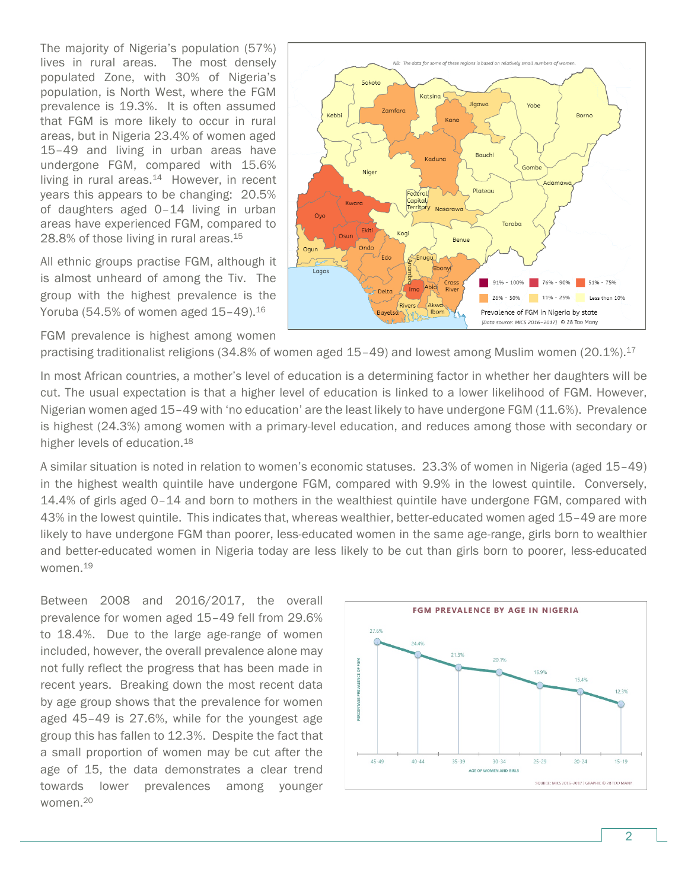The majority of Nigeria's population (57%) lives in rural areas. The most densely populated Zone, with 30% of Nigeria's population, is North West, where the FGM prevalence is 19.3%. It is often assumed that FGM is more likely to occur in rural areas, but in Nigeria 23.4% of women aged 15–49 and living in urban areas have undergone FGM, compared with 15.6% living in rural areas.[14] However, in recent years this appears to be changing: 20.5% of daughters aged 0–14 living in urban areas have experienced FGM, compared to 28.8% of those living in rural areas.[15]

All ethnic groups practise FGM, although it is almost unheard of among the Tiv. The group with the highest prevalence is the Yoruba (54.5% of women aged 15–49).[16]

FGM prevalence is highest among women practising traditionalist religions (34.8% of women aged 15–49) and lowest among Muslim women (20.1%).[17]

In most African countries, a mother's level of education is a determining factor in whether her daughters will be cut. The usual expectation is that a higher level of education is linked to a lower likelihood of FGM. However, Nigerian women aged 15–49 with 'no education' are the least likely to have undergone FGM (11.6%). Prevalence is highest (24.3%) among women with a primary-level education, and reduces among those with secondary or higher levels of education.[18]

A similar situation is noted in relation to women's economic statuses. 23.3% of women in Nigeria (aged 15–49) in the highest wealth quintile have undergone FGM, compared with 9.9% in the lowest quintile. Conversely, 14.4% of girls aged 0–14 and born to mothers in the wealthiest quintile have undergone FGM, compared with 43% in the lowest quintile. This indicates that, whereas wealthier, better-educated women aged 15–49 are more likely to have undergone FGM than poorer, less-educated women in the same age-range, girls born to wealthier and better-educated women in Nigeria today are less likely to be cut than girls born to poorer, less-educated women.[19]

Between 2008 and 2016/2017, the overall prevalence for women aged 15–49 fell from 29.6% to 18.4%. Due to the large age-range of women included, however, the overall prevalence alone may not fully reflect the progress that has been made in recent years. Breaking down the most recent data by age group shows that the prevalence for women aged 45–49 is 27.6%, while for the youngest age group this has fallen to 12.3%. Despite the fact that a small proportion of women may be cut after the age of 15, the data demonstrates a clear trend towards lower prevalences among younger women.[20]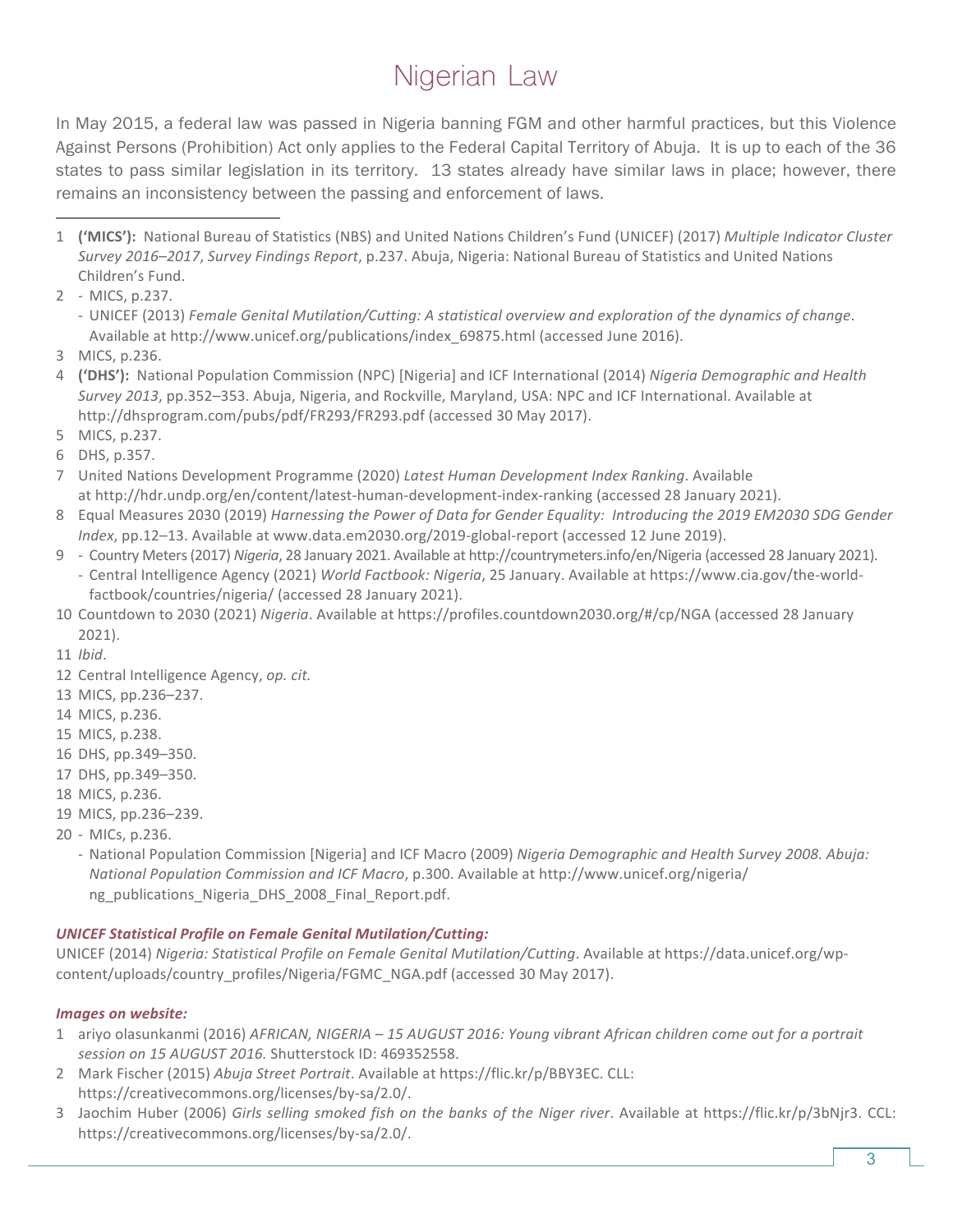# Nigerian Law

In May 2015, a federal law was passed in Nigeria banning FGM and other harmful practices, but this Violence Against Persons (Prohibition) Act only applies to the Federal Capital Territory of Abuja. It is up to each of the 36 states to pass similar legislation in its territory. 13 states already have similar laws in place; however, there remains an inconsistency between the passing and enforcement of laws.

---

1 **('MICS'):** National Bureau of Statistics (NBS) and United Nations Children's Fund (UNICEF) (2017) *Multiple Indicator Cluster Survey 2016–2017, Survey Findings Report*, p.237. Abuja, Nigeria: National Bureau of Statistics and United Nations Children's Fund.

2 - MICS, p.237.
  - UNICEF (2013) *Female Genital Mutilation/Cutting: A statistical overview and exploration of the dynamics of change*. Available at http://www.unicef.org/publications/index_69875.html (accessed June 2016).

3 MICS, p.236.

4 **('DHS'):** National Population Commission (NPC) [Nigeria] and ICF International (2014) *Nigeria Demographic and Health Survey 2013*, pp.352–353. Abuja, Nigeria, and Rockville, Maryland, USA: NPC and ICF International. Available at http://dhsprogram.com/pubs/pdf/FR293/FR293.pdf (accessed 30 May 2017).

5 MICS, p.237.

6 DHS, p.357.

7 United Nations Development Programme (2020) *Latest Human Development Index Ranking*. Available at http://hdr.undp.org/en/content/latest-human-development-index-ranking (accessed 28 January 2021).

8 Equal Measures 2030 (2019) *Harnessing the Power of Data for Gender Equality: Introducing the 2019 EM2030 SDG Gender Index*, pp.12–13. Available at www.data.em2030.org/2019-global-report (accessed 12 June 2019).

9 - Country Meters (2017) *Nigeria*, 28 January 2021. Available at http://countrymeters.info/en/Nigeria (accessed 28 January 2021).
  - Central Intelligence Agency (2021) *World Factbook: Nigeria*, 25 January. Available at https://www.cia.gov/the-world-factbook/countries/nigeria/ (accessed 28 January 2021).

10 Countdown to 2030 (2021) *Nigeria*. Available at https://profiles.countdown2030.org/#/cp/NGA (accessed 28 January 2021).

11 *Ibid*.

12 Central Intelligence Agency, *op. cit.*

13 MICS, pp.236–237.

14 MICS, p.236.

15 MICS, p.238.

16 DHS, pp.349–350.

17 DHS, pp.349–350.

18 MICS, p.236.

19 MICS, pp.236–239.

20 - MICs, p.236.
  - National Population Commission [Nigeria] and ICF Macro (2009) *Nigeria Demographic and Health Survey 2008. Abuja: National Population Commission and ICF Macro*, p.300. Available at http://www.unicef.org/nigeria/ng_publications_Nigeria_DHS_2008_Final_Report.pdf.

***UNICEF Statistical Profile on Female Genital Mutilation/Cutting:***

UNICEF (2014) *Nigeria: Statistical Profile on Female Genital Mutilation/Cutting*. Available at https://data.unicef.org/wp-content/uploads/country_profiles/Nigeria/FGMC_NGA.pdf (accessed 30 May 2017).

***Images on website:***

1 ariyo olasunkanmi (2016) *AFRICAN, NIGERIA – 15 AUGUST 2016: Young vibrant African children come out for a portrait session on 15 AUGUST 2016.* Shutterstock ID: 469352558.

2 Mark Fischer (2015) *Abuja Street Portrait*. Available at https://flic.kr/p/BBY3EC. CLL: https://creativecommons.org/licenses/by-sa/2.0/.

3 Jaochim Huber (2006) *Girls selling smoked fish on the banks of the Niger river*. Available at https://flic.kr/p/3bNjr3. CCL: https://creativecommons.org/licenses/by-sa/2.0/.